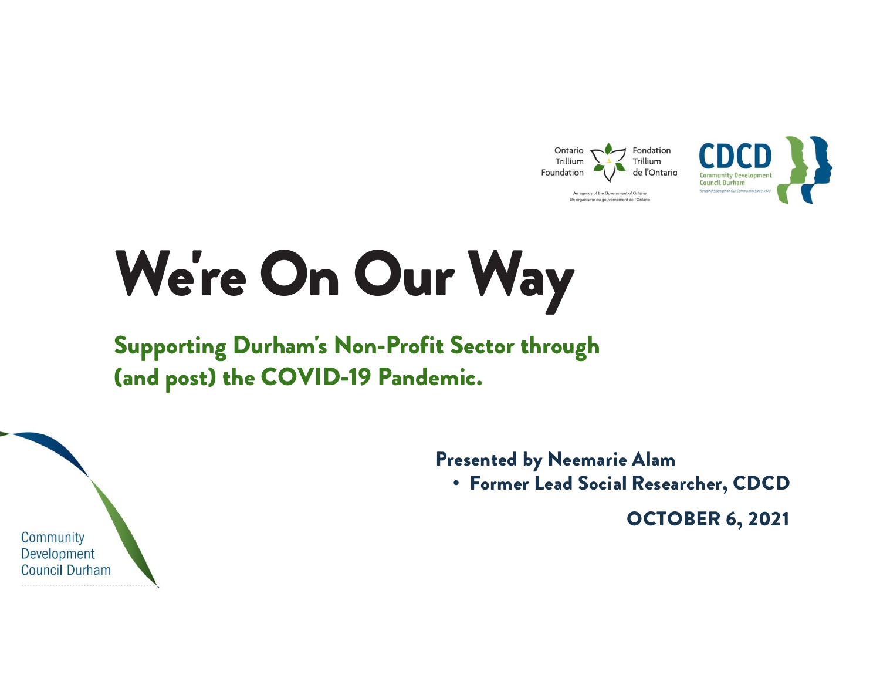Ontario Trillium Foundation | Fondation Trillium de l'Ontario

An agency of the Government of Ontario
Un organisme du gouvernement de l'Ontario

CDCD
Community Development Council Durham
Building Strength in Our Community Since 1970

# We're On Our Way

## Supporting Durham's Non-Profit Sector through (and post) the COVID-19 Pandemic.

**Presented by Neemarie Alam**

- **Former Lead Social Researcher, CDCD**

**OCTOBER 6, 2021**

Community Development Council Durham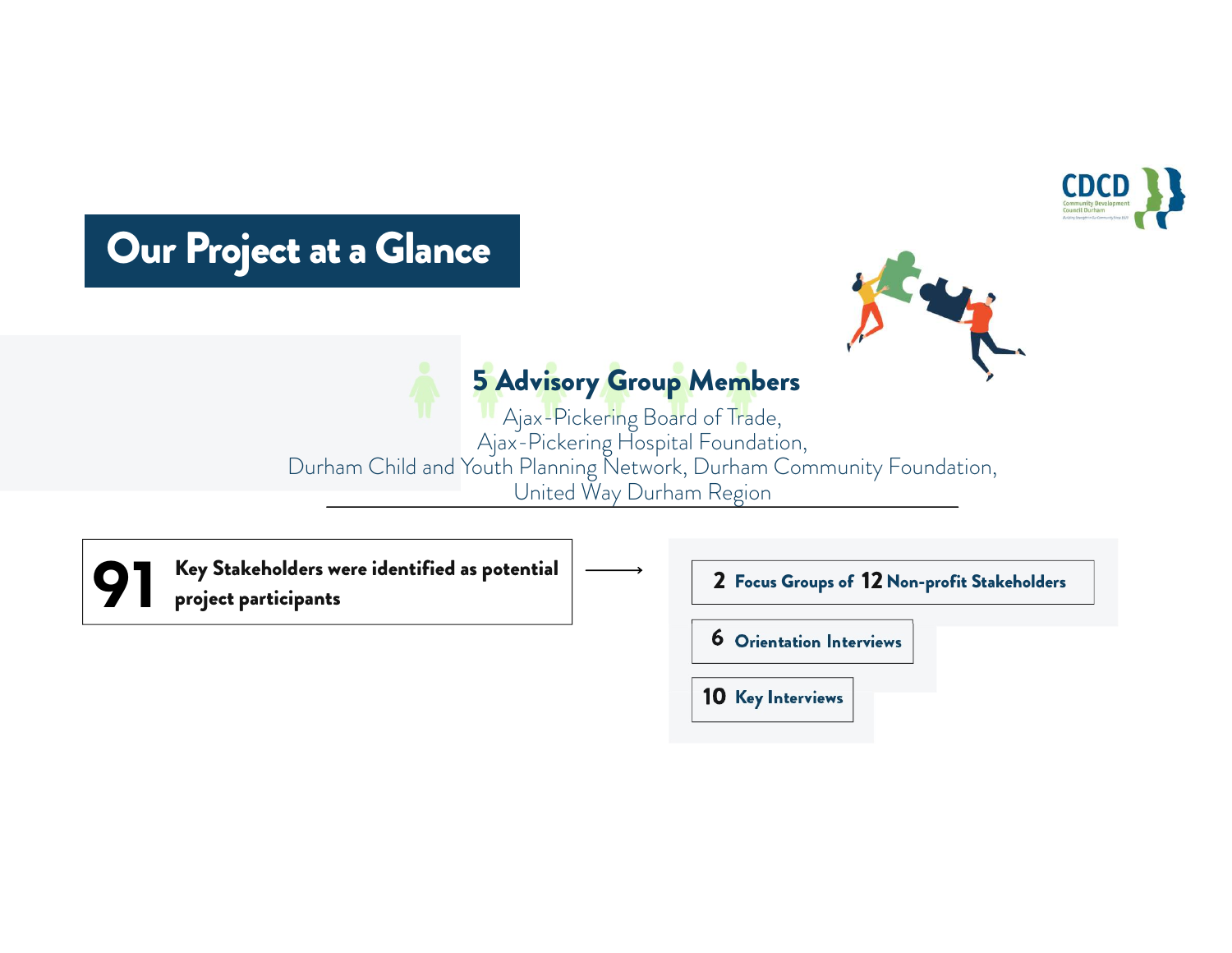# Our Project at a Glance

## 5 Advisory Group Members

Ajax-Pickering Board of Trade,
Ajax-Pickering Hospital Foundation,
Durham Child and Youth Planning Network, Durham Community Foundation,
United Way Durham Region

**91** **Key Stakeholders were identified as potential project participants** →

- **2 Focus Groups of 12 Non-profit Stakeholders**
- **6 Orientation Interviews**
- **10 Key Interviews**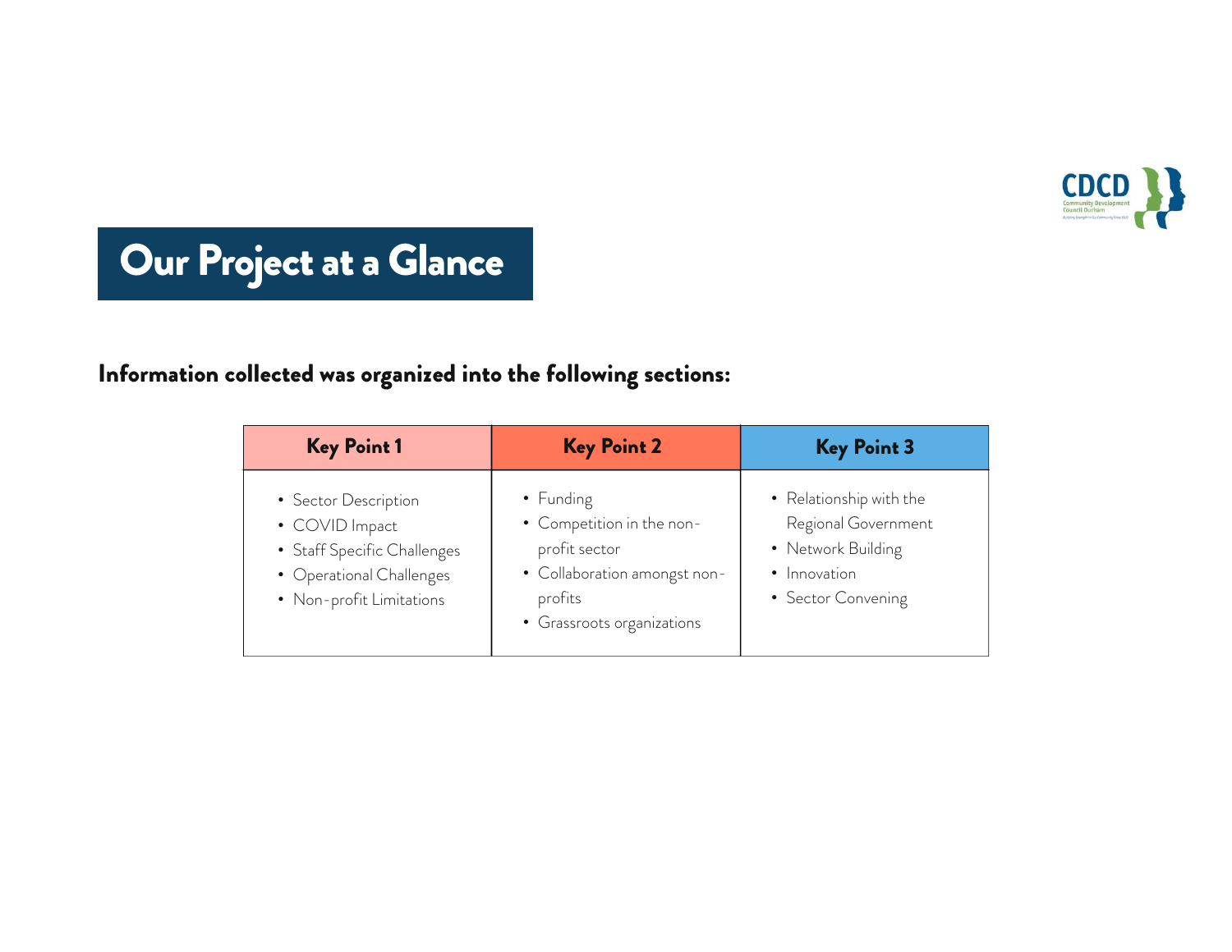# Our Project at a Glance

**Information collected was organized into the following sections:**

| Key Point 1 | Key Point 2 | Key Point 3 |
| --- | --- | --- |
| • Sector Description<br>• COVID Impact<br>• Staff Specific Challenges<br>• Operational Challenges<br>• Non-profit Limitations | • Funding<br>• Competition in the non-profit sector<br>• Collaboration amongst non-profits<br>• Grassroots organizations | • Relationship with the Regional Government<br>• Network Building<br>• Innovation<br>• Sector Convening |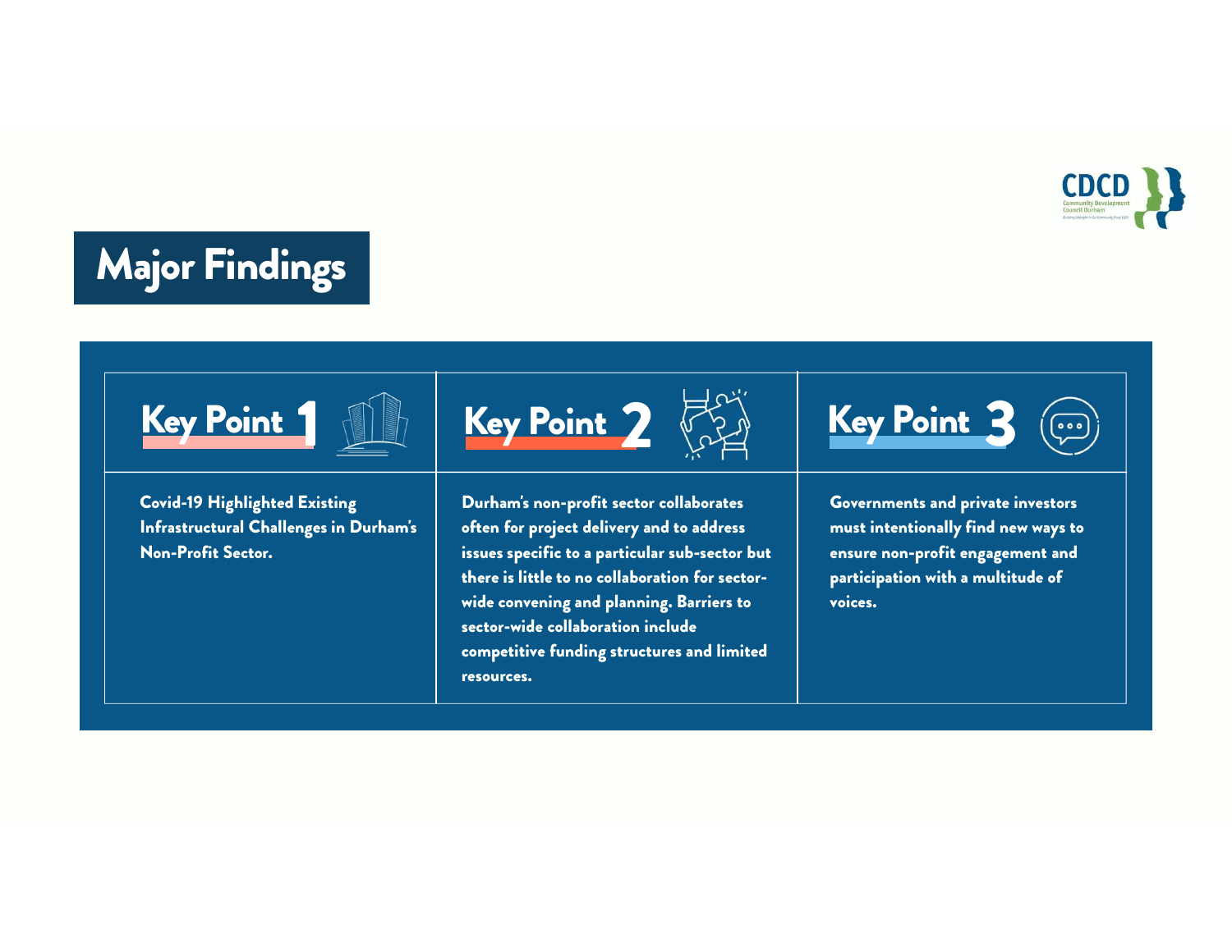# Major Findings

## Key Point 1

**Covid-19 Highlighted Existing Infrastructural Challenges in Durham's Non-Profit Sector.**

## Key Point 2

**Durham's non-profit sector collaborates often for project delivery and to address issues specific to a particular sub-sector but there is little to no collaboration for sector-wide convening and planning. Barriers to sector-wide collaboration include competitive funding structures and limited resources.**

## Key Point 3

**Governments and private investors must intentionally find new ways to ensure non-profit engagement and participation with a multitude of voices.**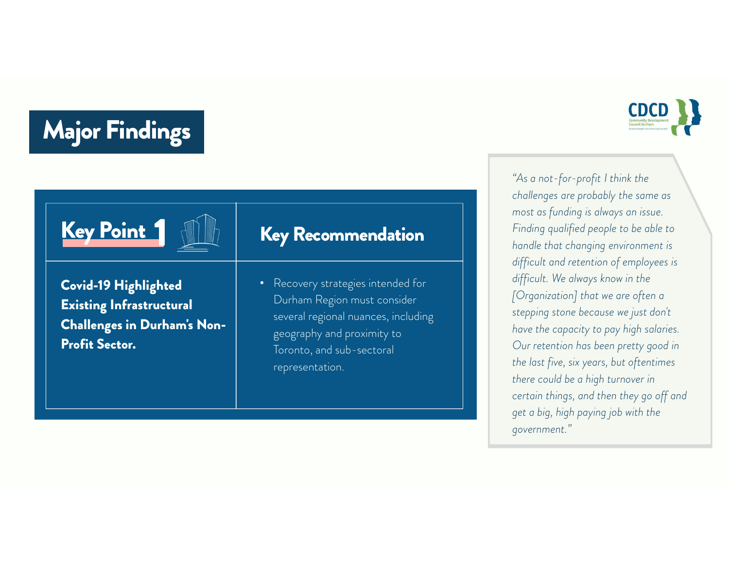# Major Findings

| Key Point 1 | Key Recommendation |
| --- | --- |
| **Covid-19 Highlighted Existing Infrastructural Challenges in Durham's Non-Profit Sector.** | • Recovery strategies intended for Durham Region must consider several regional nuances, including geography and proximity to Toronto, and sub-sectoral representation. |

*"As a not-for-profit I think the challenges are probably the same as most as funding is always an issue. Finding qualified people to be able to handle that changing environment is difficult and retention of employees is difficult. We always know in the [Organization] that we are often a stepping stone because we just don't have the capacity to pay high salaries. Our retention has been pretty good in the last five, six years, but oftentimes there could be a high turnover in certain things, and then they go off and get a big, high paying job with the government."*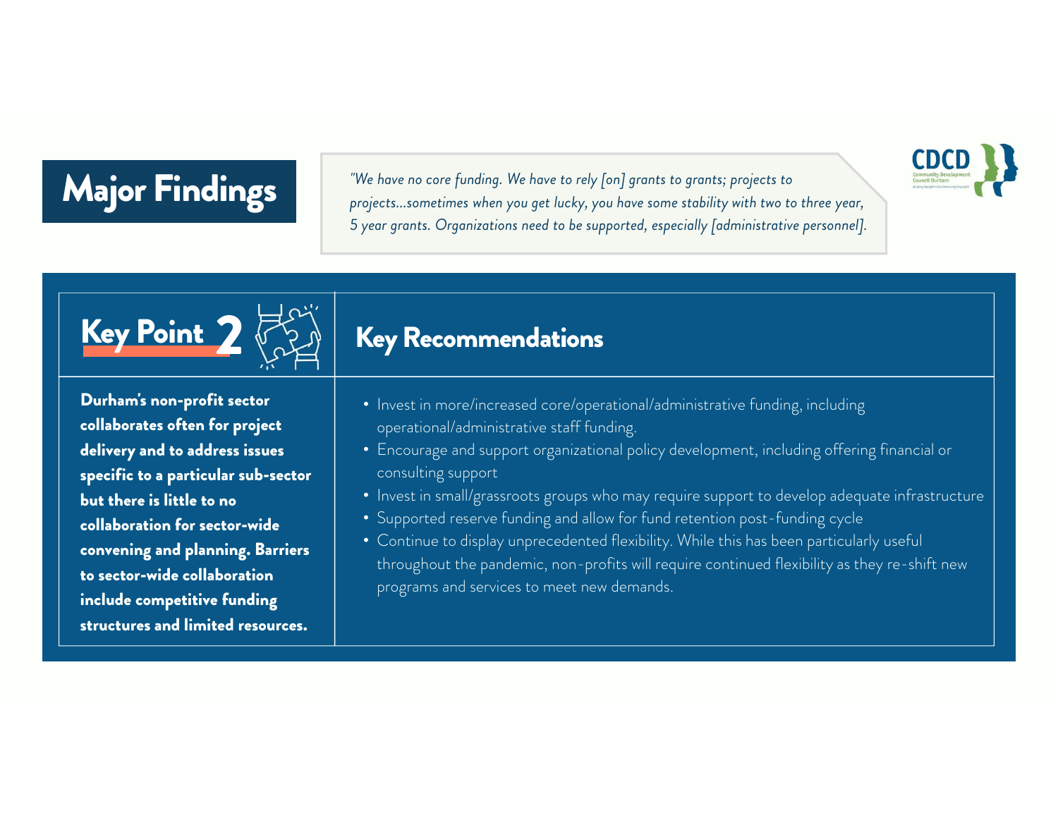# Major Findings

*"We have no core funding. We have to rely [on] grants to grants; projects to projects...sometimes when you get lucky, you have some stability with two to three year, 5 year grants. Organizations need to be supported, especially [administrative personnel].*

## Key Point 2

**Durham's non-profit sector collaborates often for project delivery and to address issues specific to a particular sub-sector but there is little to no collaboration for sector-wide convening and planning. Barriers to sector-wide collaboration include competitive funding structures and limited resources.**

## Key Recommendations

- Invest in more/increased core/operational/administrative funding, including operational/administrative staff funding.
- Encourage and support organizational policy development, including offering financial or consulting support
- Invest in small/grassroots groups who may require support to develop adequate infrastructure
- Supported reserve funding and allow for fund retention post-funding cycle
- Continue to display unprecedented flexibility. While this has been particularly useful throughout the pandemic, non-profits will require continued flexibility as they re-shift new programs and services to meet new demands.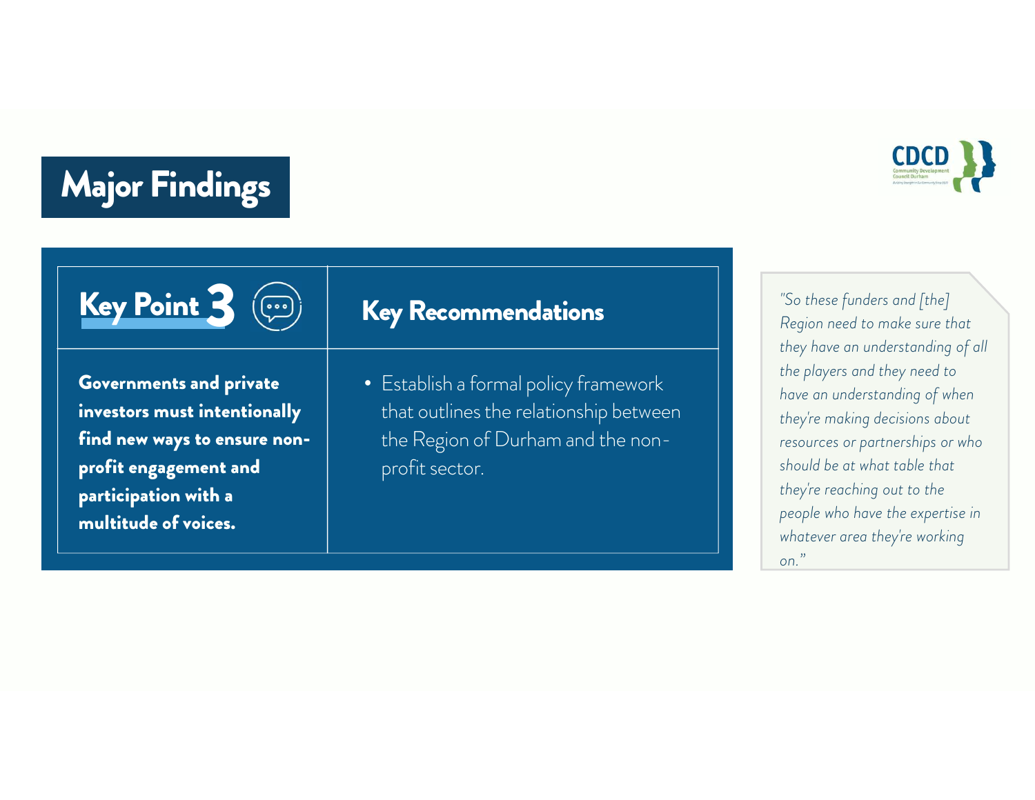# Major Findings

| Key Point 3 | Key Recommendations |
| --- | --- |
| **Governments and private investors must intentionally find new ways to ensure non-profit engagement and participation with a multitude of voices.** | • Establish a formal policy framework that outlines the relationship between the Region of Durham and the non-profit sector. |

*"So these funders and [the] Region need to make sure that they have an understanding of all the players and they need to have an understanding of when they're making decisions about resources or partnerships or who should be at what table that they're reaching out to the people who have the expertise in whatever area they're working on."*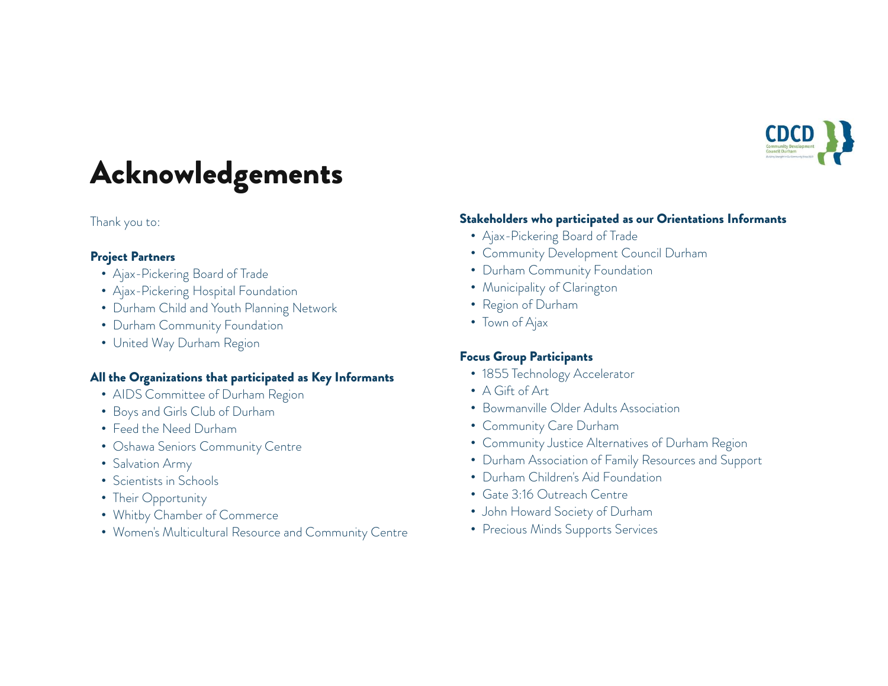# Acknowledgements

Thank you to:

**Project Partners**

- Ajax-Pickering Board of Trade
- Ajax-Pickering Hospital Foundation
- Durham Child and Youth Planning Network
- Durham Community Foundation
- United Way Durham Region

**All the Organizations that participated as Key Informants**

- AIDS Committee of Durham Region
- Boys and Girls Club of Durham
- Feed the Need Durham
- Oshawa Seniors Community Centre
- Salvation Army
- Scientists in Schools
- Their Opportunity
- Whitby Chamber of Commerce
- Women's Multicultural Resource and Community Centre

**Stakeholders who participated as our Orientations Informants**

- Ajax-Pickering Board of Trade
- Community Development Council Durham
- Durham Community Foundation
- Municipality of Clarington
- Region of Durham
- Town of Ajax

**Focus Group Participants**

- 1855 Technology Accelerator
- A Gift of Art
- Bowmanville Older Adults Association
- Community Care Durham
- Community Justice Alternatives of Durham Region
- Durham Association of Family Resources and Support
- Durham Children's Aid Foundation
- Gate 3:16 Outreach Centre
- John Howard Society of Durham
- Precious Minds Supports Services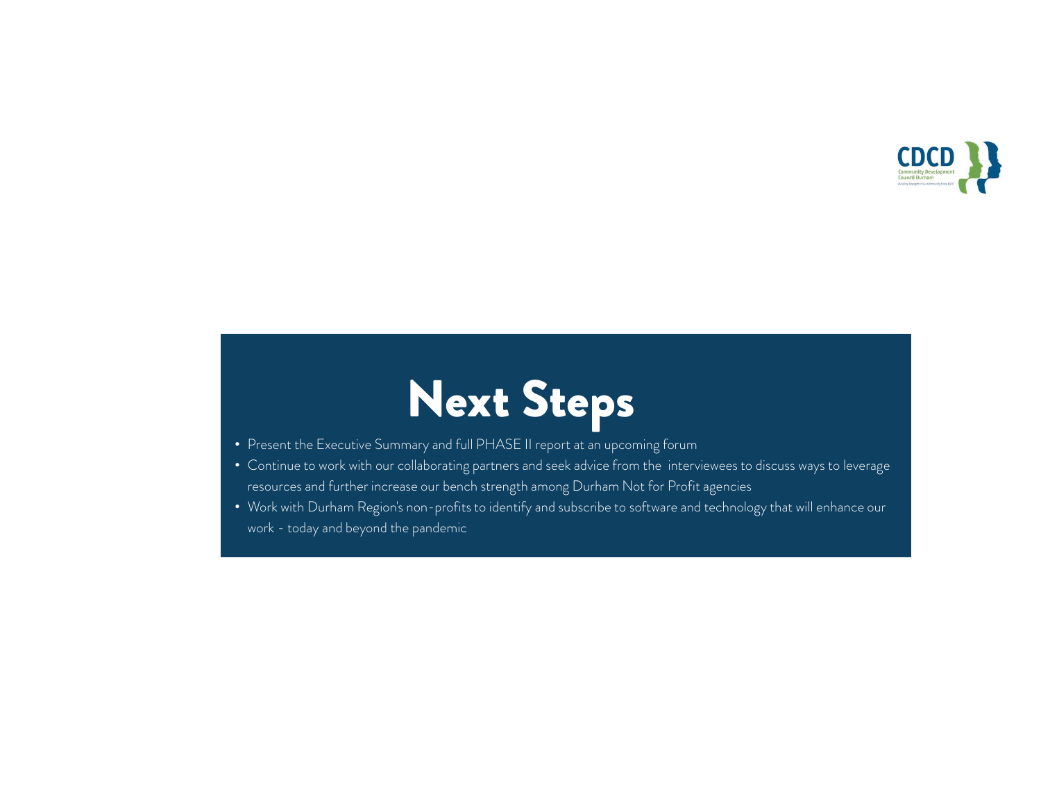# Next Steps

- Present the Executive Summary and full PHASE II report at an upcoming forum
- Continue to work with our collaborating partners and seek advice from the interviewees to discuss ways to leverage resources and further increase our bench strength among Durham Not for Profit agencies
- Work with Durham Region's non-profits to identify and subscribe to software and technology that will enhance our work - today and beyond the pandemic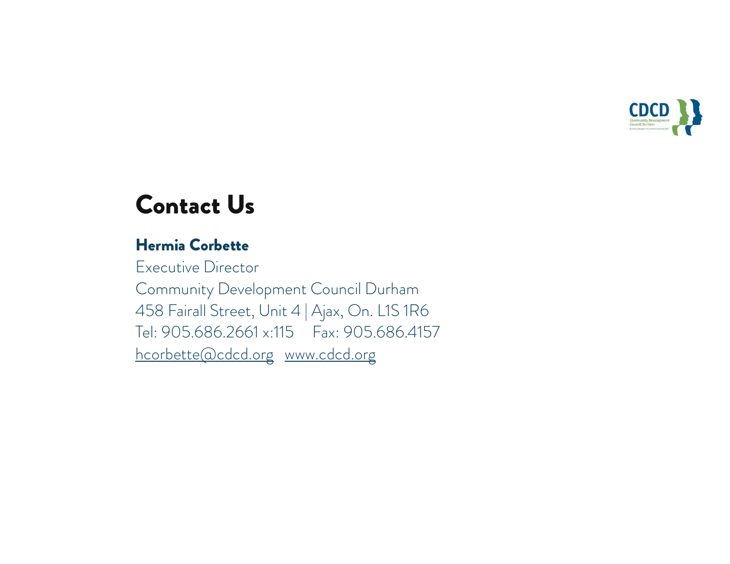# Contact Us

**Hermia Corbette**

Executive Director
Community Development Council Durham
458 Fairall Street, Unit 4 | Ajax, On. L1S 1R6
Tel: 905.686.2661 x:115     Fax: 905.686.4157
hcorbette@cdcd.org   www.cdcd.org